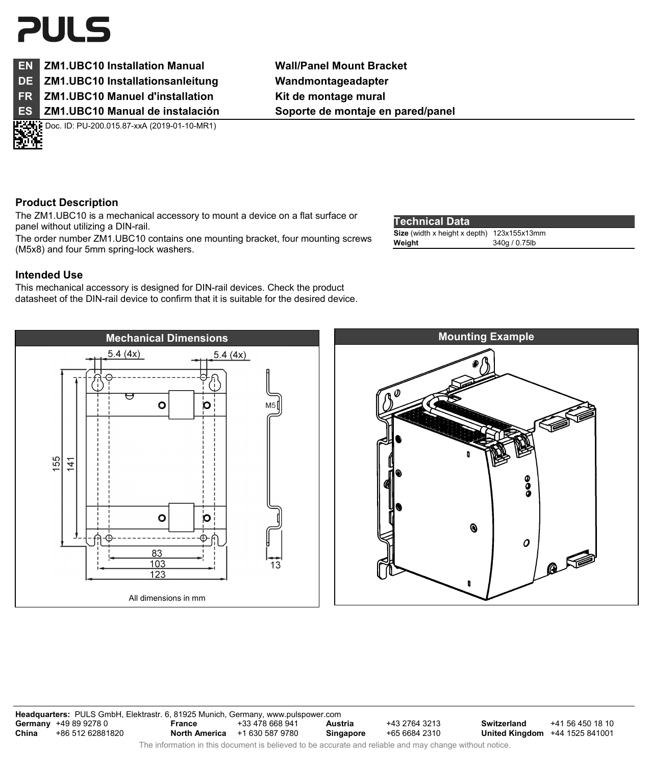# PULS

| | | |
|---|---|---|
| **EN** | **ZM1.UBC10 Installation Manual** | **Wall/Panel Mount Bracket** |
| **DE** | **ZM1.UBC10 Installationsanleitung** | **Wandmontageadapter** |
| **FR** | **ZM1.UBC10 Manuel d'installation** | **Kit de montage mural** |
| **ES** | **ZM1.UBC10 Manual de instalación** | **Soporte de montaje en pared/panel** |

Doc. ID: PU-200.015.87-xxA (2019-01-10-MR1)

## Product Description

The ZM1.UBC10 is a mechanical accessory to mount a device on a flat surface or panel without utilizing a DIN-rail.

The order number ZM1.UBC10 contains one mounting bracket, four mounting screws (M5x8) and four 5mm spring-lock washers.

| Technical Data | |
|---|---|
| **Size** (width x height x depth) | 123x155x13mm |
| **Weight** | 340g / 0.75lb |

## Intended Use

This mechanical accessory is designed for DIN-rail devices. Check the product datasheet of the DIN-rail device to confirm that it is suitable for the desired device.

### Mechanical Dimensions

5.4 (4x) 5.4 (4x) M5 155 141 83 103 123 13

All dimensions in mm

### Mounting Example

**Headquarters:** PULS GmbH, Elektrastr. 6, 81925 Munich, Germany, www.pulspower.com

| | | | | | | | |
|---|---|---|---|---|---|---|---|
| **Germany** | +49 89 9278 0 | **France** | +33 478 668 941 | **Austria** | +43 2764 3213 | **Switzerland** | +41 56 450 18 10 |
| **China** | +86 512 62881820 | **North America** | +1 630 587 9780 | **Singapore** | +65 6684 2310 | **United Kingdom** | +44 1525 841001 |

The information in this document is believed to be accurate and reliable and may change without notice.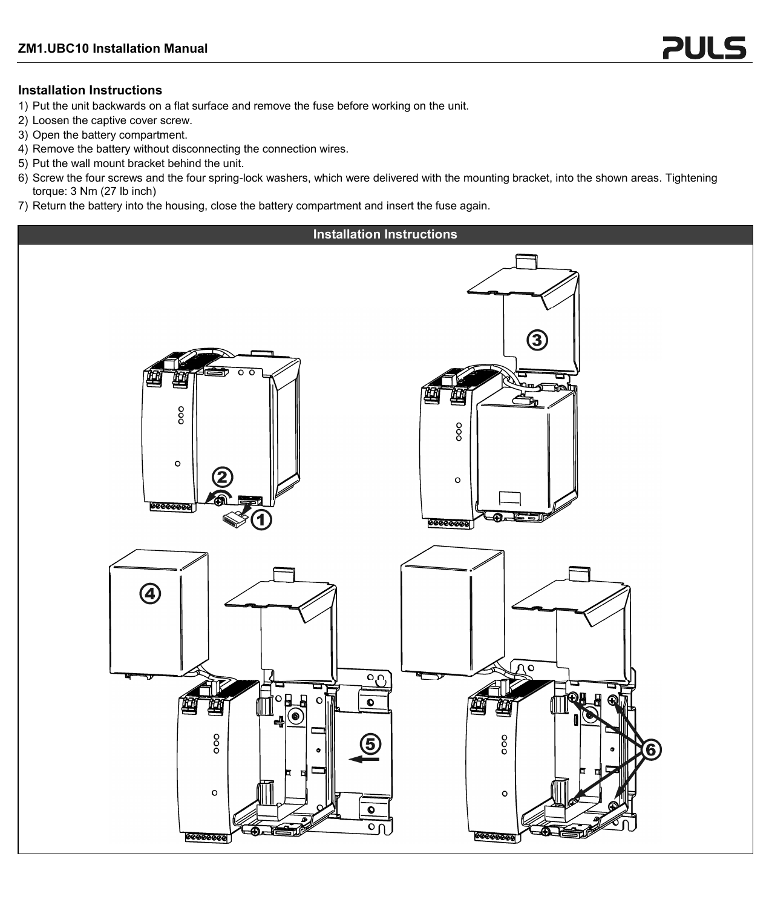## Installation Instructions

1) Put the unit backwards on a flat surface and remove the fuse before working on the unit.
2) Loosen the captive cover screw.
3) Open the battery compartment.
4) Remove the battery without disconnecting the connection wires.
5) Put the wall mount bracket behind the unit.
6) Screw the four screws and the four spring-lock washers, which were delivered with the mounting bracket, into the shown areas. Tightening torque: 3 Nm (27 lb inch)
7) Return the battery into the housing, close the battery compartment and insert the fuse again.

**Installation Instructions**

1

2

3

4

5

6